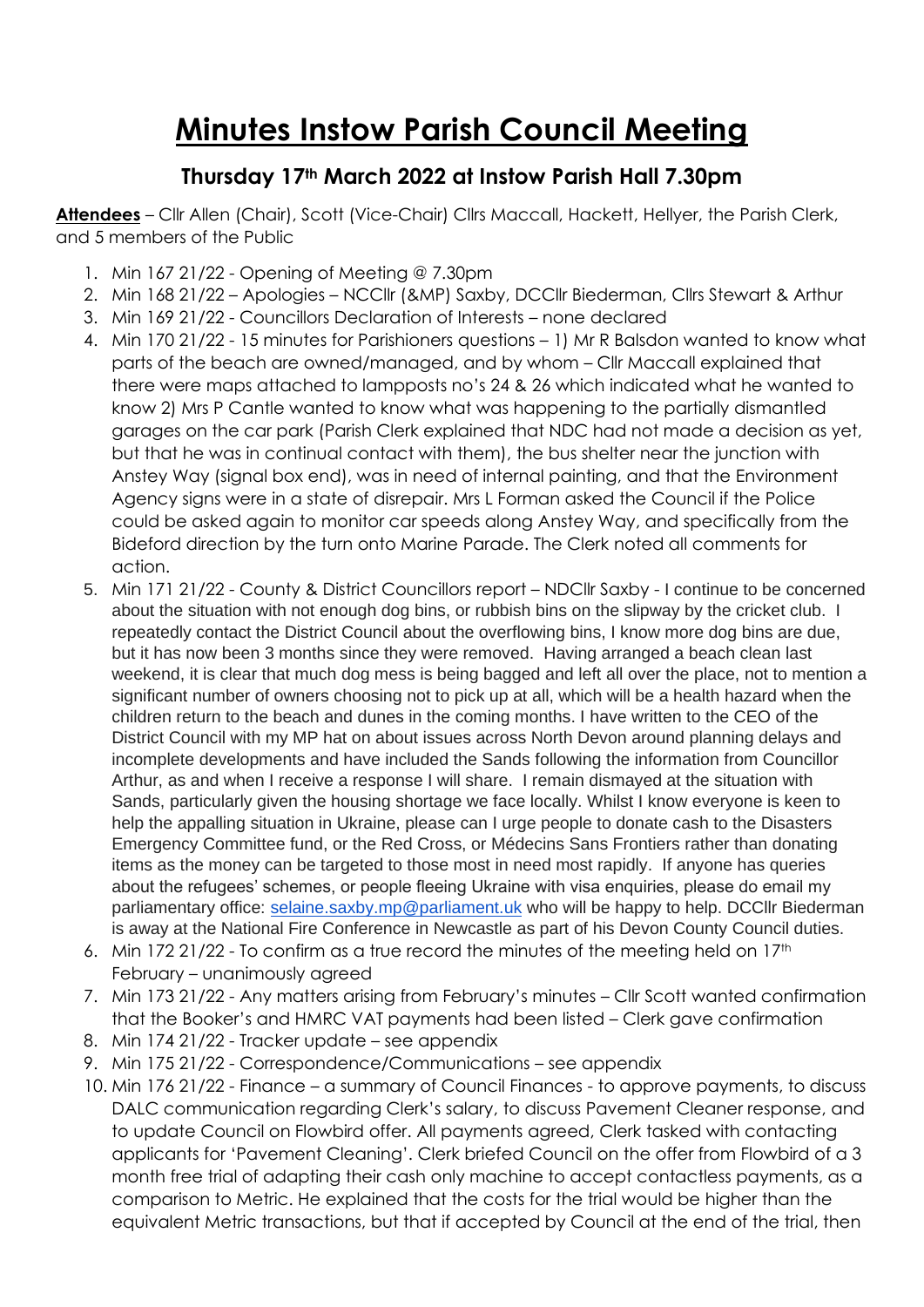# Minutes Instow Parish Council Meeting

## Thursday 17th March 2022 at Instow Parish Hall 7.30pm

**Attendees** – Cllr Allen (Chair), Scott (Vice-Chair) Cllrs Maccall, Hackett, Hellyer, the Parish Clerk, and 5 members of the Public

1. Min 167 21/22 - Opening of Meeting @ 7.30pm
2. Min 168 21/22 – Apologies – NCCllr (&MP) Saxby, DCCllr Biederman, Cllrs Stewart & Arthur
3. Min 169 21/22 - Councillors Declaration of Interests – none declared
4. Min 170 21/22 - 15 minutes for Parishioners questions – 1) Mr R Balsdon wanted to know what parts of the beach are owned/managed, and by whom – Cllr Maccall explained that there were maps attached to lampposts no's 24 & 26 which indicated what he wanted to know 2) Mrs P Cantle wanted to know what was happening to the partially dismantled garages on the car park (Parish Clerk explained that NDC had not made a decision as yet, but that he was in continual contact with them), the bus shelter near the junction with Anstey Way (signal box end), was in need of internal painting, and that the Environment Agency signs were in a state of disrepair. Mrs L Forman asked the Council if the Police could be asked again to monitor car speeds along Anstey Way, and specifically from the Bideford direction by the turn onto Marine Parade. The Clerk noted all comments for action.
5. Min 171 21/22 - County & District Councillors report – NDCllr Saxby - I continue to be concerned about the situation with not enough dog bins, or rubbish bins on the slipway by the cricket club. I repeatedly contact the District Council about the overflowing bins, I know more dog bins are due, but it has now been 3 months since they were removed. Having arranged a beach clean last weekend, it is clear that much dog mess is being bagged and left all over the place, not to mention a significant number of owners choosing not to pick up at all, which will be a health hazard when the children return to the beach and dunes in the coming months. I have written to the CEO of the District Council with my MP hat on about issues across North Devon around planning delays and incomplete developments and have included the Sands following the information from Councillor Arthur, as and when I receive a response I will share. I remain dismayed at the situation with Sands, particularly given the housing shortage we face locally. Whilst I know everyone is keen to help the appalling situation in Ukraine, please can I urge people to donate cash to the Disasters Emergency Committee fund, or the Red Cross, or Médecins Sans Frontiers rather than donating items as the money can be targeted to those most in need most rapidly. If anyone has queries about the refugees' schemes, or people fleeing Ukraine with visa enquiries, please do email my parliamentary office: selaine.saxby.mp@parliament.uk who will be happy to help. DCCllr Biederman is away at the National Fire Conference in Newcastle as part of his Devon County Council duties.
6. Min 172 21/22 - To confirm as a true record the minutes of the meeting held on 17th February – unanimously agreed
7. Min 173 21/22 - Any matters arising from February's minutes – Cllr Scott wanted confirmation that the Booker's and HMRC VAT payments had been listed – Clerk gave confirmation
8. Min 174 21/22 - Tracker update – see appendix
9. Min 175 21/22 - Correspondence/Communications – see appendix
10. Min 176 21/22 - Finance – a summary of Council Finances - to approve payments, to discuss DALC communication regarding Clerk's salary, to discuss Pavement Cleaner response, and to update Council on Flowbird offer. All payments agreed, Clerk tasked with contacting applicants for 'Pavement Cleaning'. Clerk briefed Council on the offer from Flowbird of a 3 month free trial of adapting their cash only machine to accept contactless payments, as a comparison to Metric. He explained that the costs for the trial would be higher than the equivalent Metric transactions, but that if accepted by Council at the end of the trial, then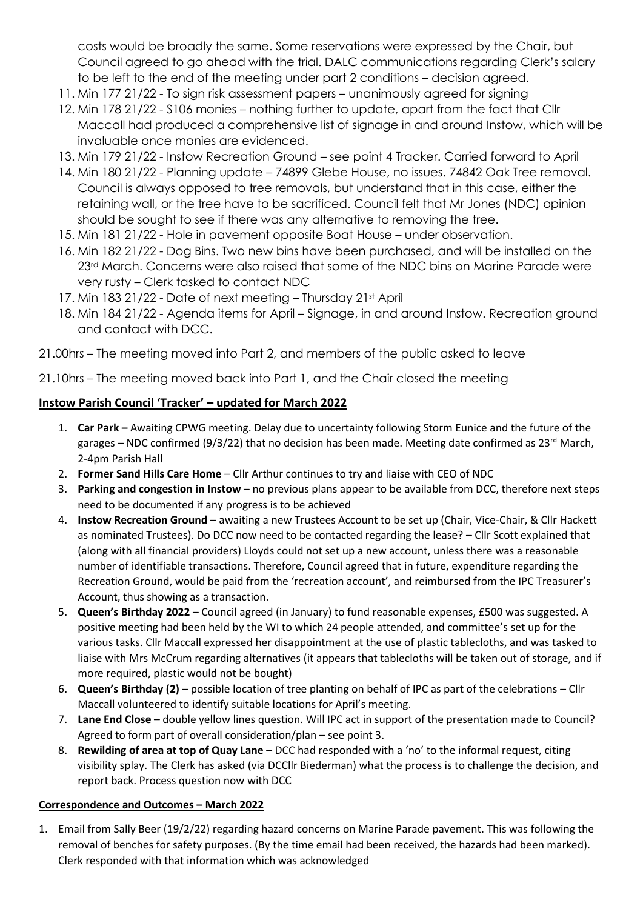costs would be broadly the same. Some reservations were expressed by the Chair, but Council agreed to go ahead with the trial. DALC communications regarding Clerk's salary to be left to the end of the meeting under part 2 conditions – decision agreed.

11. Min 177 21/22 - To sign risk assessment papers – unanimously agreed for signing
12. Min 178 21/22 - S106 monies – nothing further to update, apart from the fact that Cllr Maccall had produced a comprehensive list of signage in and around Instow, which will be invaluable once monies are evidenced.
13. Min 179 21/22 - Instow Recreation Ground – see point 4 Tracker. Carried forward to April
14. Min 180 21/22 - Planning update – 74899 Glebe House, no issues. 74842 Oak Tree removal. Council is always opposed to tree removals, but understand that in this case, either the retaining wall, or the tree have to be sacrificed. Council felt that Mr Jones (NDC) opinion should be sought to see if there was any alternative to removing the tree.
15. Min 181 21/22 - Hole in pavement opposite Boat House – under observation.
16. Min 182 21/22 - Dog Bins. Two new bins have been purchased, and will be installed on the 23rd March. Concerns were also raised that some of the NDC bins on Marine Parade were very rusty – Clerk tasked to contact NDC
17. Min 183 21/22 - Date of next meeting – Thursday 21st April
18. Min 184 21/22 - Agenda items for April – Signage, in and around Instow. Recreation ground and contact with DCC.

21.00hrs – The meeting moved into Part 2, and members of the public asked to leave

21.10hrs – The meeting moved back into Part 1, and the Chair closed the meeting

## Instow Parish Council 'Tracker' – updated for March 2022

1. **Car Park –** Awaiting CPWG meeting. Delay due to uncertainty following Storm Eunice and the future of the garages – NDC confirmed (9/3/22) that no decision has been made. Meeting date confirmed as 23rd March, 2-4pm Parish Hall
2. **Former Sand Hills Care Home** – Cllr Arthur continues to try and liaise with CEO of NDC
3. **Parking and congestion in Instow** – no previous plans appear to be available from DCC, therefore next steps need to be documented if any progress is to be achieved
4. **Instow Recreation Ground** – awaiting a new Trustees Account to be set up (Chair, Vice-Chair, & Cllr Hackett as nominated Trustees). Do DCC now need to be contacted regarding the lease? – Cllr Scott explained that (along with all financial providers) Lloyds could not set up a new account, unless there was a reasonable number of identifiable transactions. Therefore, Council agreed that in future, expenditure regarding the Recreation Ground, would be paid from the 'recreation account', and reimbursed from the IPC Treasurer's Account, thus showing as a transaction.
5. **Queen's Birthday 2022** – Council agreed (in January) to fund reasonable expenses, £500 was suggested. A positive meeting had been held by the WI to which 24 people attended, and committee's set up for the various tasks. Cllr Maccall expressed her disappointment at the use of plastic tablecloths, and was tasked to liaise with Mrs McCrum regarding alternatives (it appears that tablecloths will be taken out of storage, and if more required, plastic would not be bought)
6. **Queen's Birthday (2)** – possible location of tree planting on behalf of IPC as part of the celebrations – Cllr Maccall volunteered to identify suitable locations for April's meeting.
7. **Lane End Close** – double yellow lines question. Will IPC act in support of the presentation made to Council? Agreed to form part of overall consideration/plan – see point 3.
8. **Rewilding of area at top of Quay Lane** – DCC had responded with a 'no' to the informal request, citing visibility splay. The Clerk has asked (via DCCllr Biederman) what the process is to challenge the decision, and report back. Process question now with DCC

## Correspondence and Outcomes – March 2022

1. Email from Sally Beer (19/2/22) regarding hazard concerns on Marine Parade pavement. This was following the removal of benches for safety purposes. (By the time email had been received, the hazards had been marked). Clerk responded with that information which was acknowledged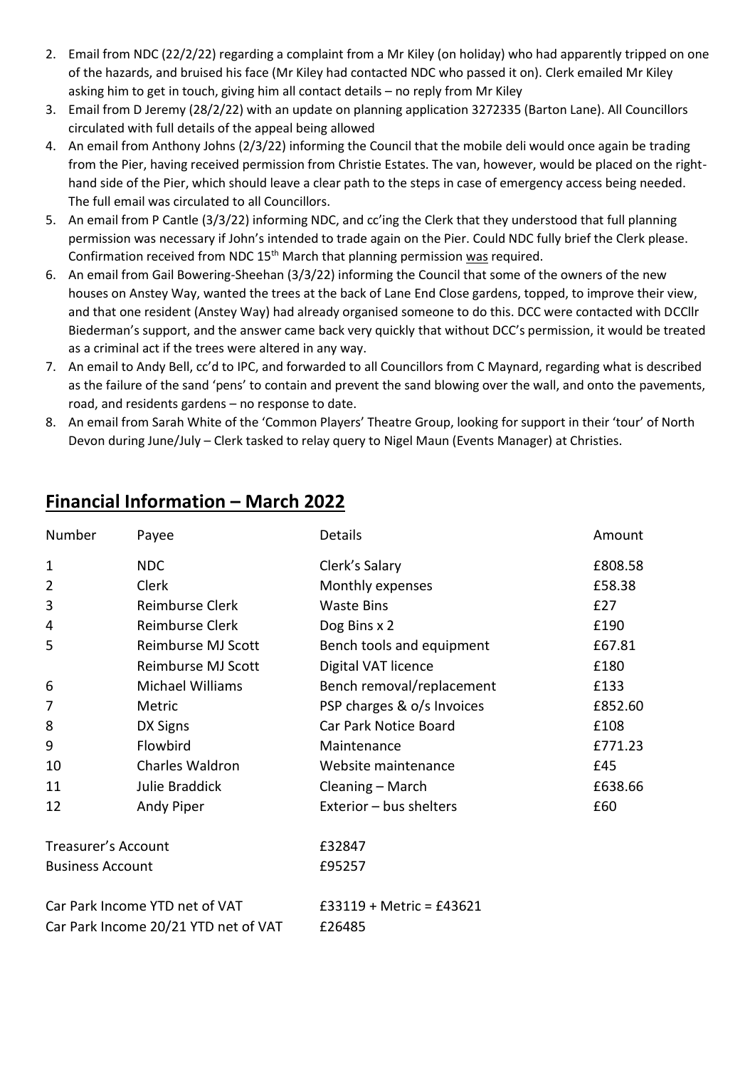2. Email from NDC (22/2/22) regarding a complaint from a Mr Kiley (on holiday) who had apparently tripped on one of the hazards, and bruised his face (Mr Kiley had contacted NDC who passed it on). Clerk emailed Mr Kiley asking him to get in touch, giving him all contact details – no reply from Mr Kiley
3. Email from D Jeremy (28/2/22) with an update on planning application 3272335 (Barton Lane). All Councillors circulated with full details of the appeal being allowed
4. An email from Anthony Johns (2/3/22) informing the Council that the mobile deli would once again be trading from the Pier, having received permission from Christie Estates. The van, however, would be placed on the right-hand side of the Pier, which should leave a clear path to the steps in case of emergency access being needed. The full email was circulated to all Councillors.
5. An email from P Cantle (3/3/22) informing NDC, and cc'ing the Clerk that they understood that full planning permission was necessary if John's intended to trade again on the Pier. Could NDC fully brief the Clerk please. Confirmation received from NDC 15th March that planning permission was required.
6. An email from Gail Bowering-Sheehan (3/3/22) informing the Council that some of the owners of the new houses on Anstey Way, wanted the trees at the back of Lane End Close gardens, topped, to improve their view, and that one resident (Anstey Way) had already organised someone to do this. DCC were contacted with DCCllr Biederman's support, and the answer came back very quickly that without DCC's permission, it would be treated as a criminal act if the trees were altered in any way.
7. An email to Andy Bell, cc'd to IPC, and forwarded to all Councillors from C Maynard, regarding what is described as the failure of the sand 'pens' to contain and prevent the sand blowing over the wall, and onto the pavements, road, and residents gardens – no response to date.
8. An email from Sarah White of the 'Common Players' Theatre Group, looking for support in their 'tour' of North Devon during June/July – Clerk tasked to relay query to Nigel Maun (Events Manager) at Christies.

## Financial Information – March 2022

| Number | Payee | Details | Amount |
|---|---|---|---|
| 1 | NDC | Clerk's Salary | £808.58 |
| 2 | Clerk | Monthly expenses | £58.38 |
| 3 | Reimburse Clerk | Waste Bins | £27 |
| 4 | Reimburse Clerk | Dog Bins x 2 | £190 |
| 5 | Reimburse MJ Scott | Bench tools and equipment | £67.81 |
| | Reimburse MJ Scott | Digital VAT licence | £180 |
| 6 | Michael Williams | Bench removal/replacement | £133 |
| 7 | Metric | PSP charges & o/s Invoices | £852.60 |
| 8 | DX Signs | Car Park Notice Board | £108 |
| 9 | Flowbird | Maintenance | £771.23 |
| 10 | Charles Waldron | Website maintenance | £45 |
| 11 | Julie Braddick | Cleaning – March | £638.66 |
| 12 | Andy Piper | Exterior – bus shelters | £60 |

| | |
|---|---|
| Treasurer's Account | £32847 |
| Business Account | £95257 |
| Car Park Income YTD net of VAT | £33119 + Metric = £43621 |
| Car Park Income 20/21 YTD net of VAT | £26485 |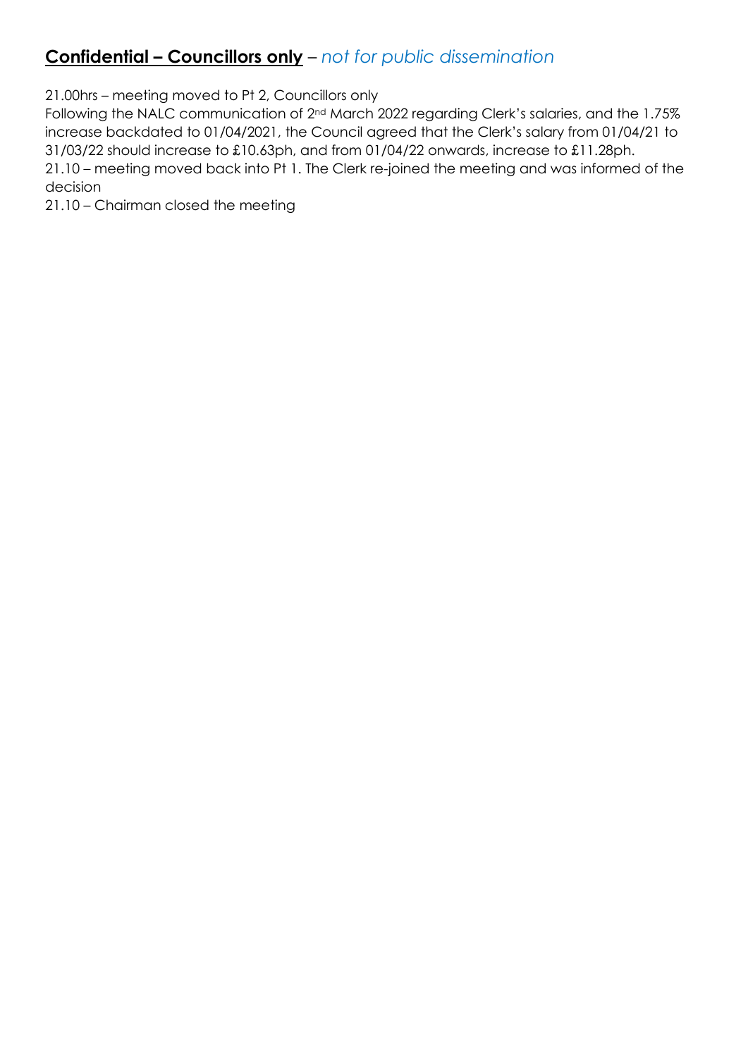## **<u>Confidential – Councillors only</u>** – *not for public dissemination*

21.00hrs – meeting moved to Pt 2, Councillors only

Following the NALC communication of 2nd March 2022 regarding Clerk's salaries, and the 1.75% increase backdated to 01/04/2021, the Council agreed that the Clerk's salary from 01/04/21 to 31/03/22 should increase to £10.63ph, and from 01/04/22 onwards, increase to £11.28ph.

21.10 – meeting moved back into Pt 1. The Clerk re-joined the meeting and was informed of the decision

21.10 – Chairman closed the meeting